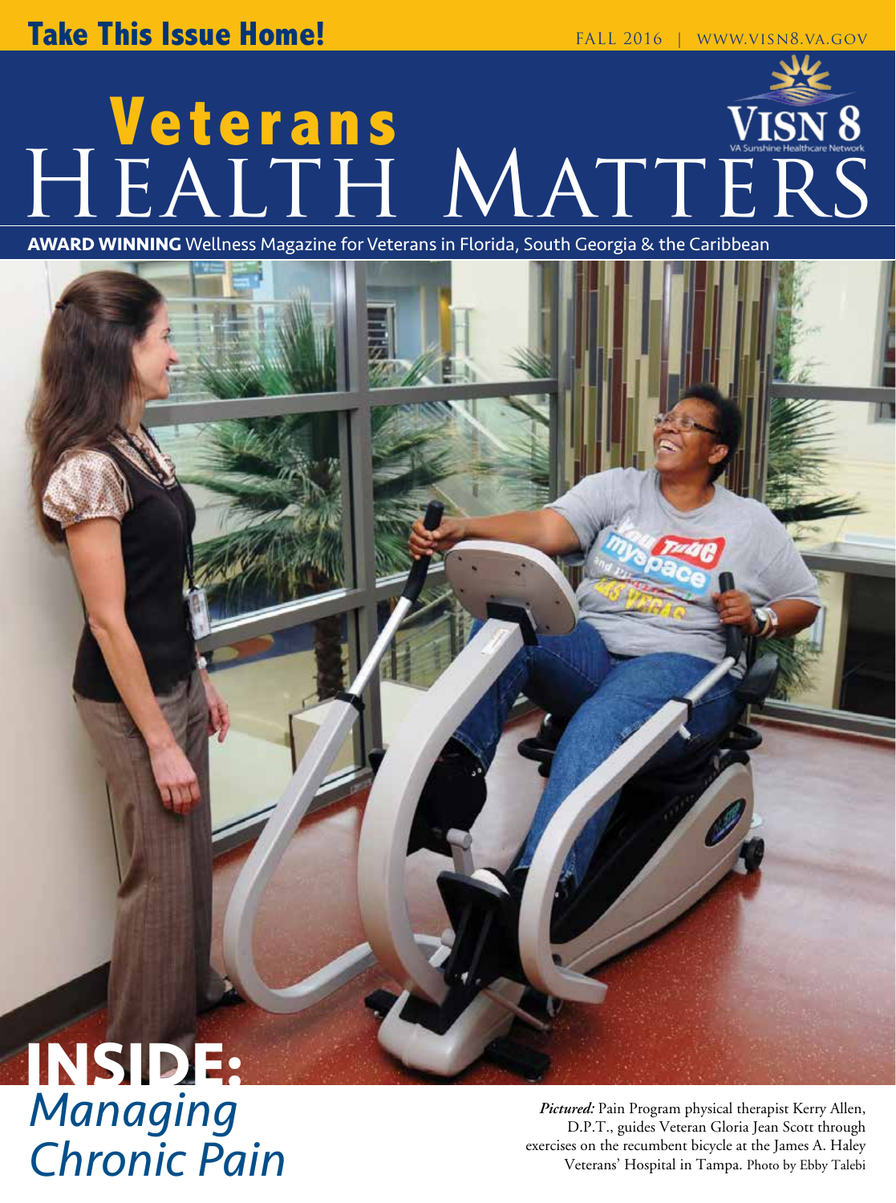**Take This Issue Home!**

FALL 2016 | WWW.VISN8.VA.GOV

# Veterans Health Matters

VISN 8 — VA Sunshine Healthcare Network

**AWARD WINNING** Wellness Magazine for Veterans in Florida, South Georgia & the Caribbean

## INSIDE: *Managing Chronic Pain*

*Pictured:* Pain Program physical therapist Kerry Allen, D.P.T., guides Veteran Gloria Jean Scott through exercises on the recumbent bicycle at the James A. Haley Veterans' Hospital in Tampa. Photo by Ebby Talebi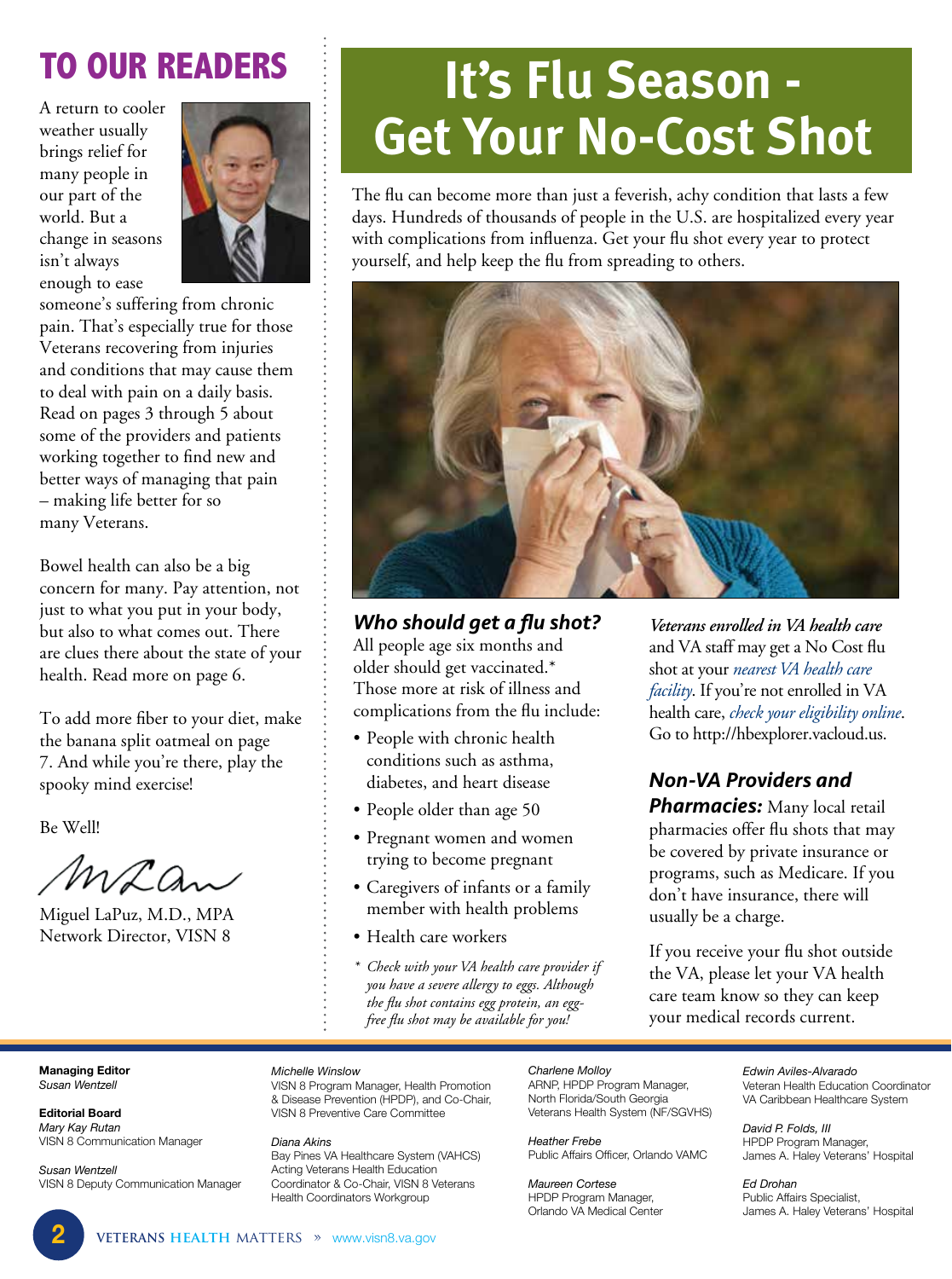# TO OUR READERS

A return to cooler weather usually brings relief for many people in our part of the world. But a change in seasons isn't always enough to ease someone's suffering from chronic pain. That's especially true for those Veterans recovering from injuries and conditions that may cause them to deal with pain on a daily basis. Read on pages 3 through 5 about some of the providers and patients working together to find new and better ways of managing that pain – making life better for so many Veterans.

Bowel health can also be a big concern for many. Pay attention, not just to what you put in your body, but also to what comes out. There are clues there about the state of your health. Read more on page 6.

To add more fiber to your diet, make the banana split oatmeal on page 7. And while you're there, play the spooky mind exercise!

Be Well!

Miguel LaPuz, M.D., MPA
Network Director, VISN 8

# It's Flu Season - Get Your No-Cost Shot

The flu can become more than just a feverish, achy condition that lasts a few days. Hundreds of thousands of people in the U.S. are hospitalized every year with complications from influenza. Get your flu shot every year to protect yourself, and help keep the flu from spreading to others.

### *Who should get a flu shot?*

All people age six months and older should get vaccinated.* Those more at risk of illness and complications from the flu include:

- People with chronic health conditions such as asthma, diabetes, and heart disease
- People older than age 50
- Pregnant women and women trying to become pregnant
- Caregivers of infants or a family member with health problems
- Health care workers

*\* Check with your VA health care provider if you have a severe allergy to eggs. Although the flu shot contains egg protein, an egg-free flu shot may be available for you!*

***Veterans enrolled in VA health care*** and VA staff may get a No Cost flu shot at your *nearest VA health care facility*. If you're not enrolled in VA health care, *check your eligibility online*. Go to http://hbexplorer.vacloud.us.

***Non-VA Providers and Pharmacies:*** Many local retail pharmacies offer flu shots that may be covered by private insurance or programs, such as Medicare. If you don't have insurance, there will usually be a charge.

If you receive your flu shot outside the VA, please let your VA health care team know so they can keep your medical records current.

---

**Managing Editor**
*Susan Wentzell*

**Editorial Board**
*Mary Kay Rutan*
VISN 8 Communication Manager

*Susan Wentzell*
VISN 8 Deputy Communication Manager

*Michelle Winslow*
VISN 8 Program Manager, Health Promotion & Disease Prevention (HPDP), and Co-Chair, VISN 8 Preventive Care Committee

*Diana Akins*
Bay Pines VA Healthcare System (VAHCS) Acting Veterans Health Education Coordinator & Co-Chair, VISN 8 Veterans Health Coordinators Workgroup

*Charlene Molloy*
ARNP, HPDP Program Manager, North Florida/South Georgia Veterans Health System (NF/SGVHS)

*Heather Frebe*
Public Affairs Officer, Orlando VAMC

*Maureen Cortese*
HPDP Program Manager, Orlando VA Medical Center

*Edwin Aviles-Alvarado*
Veteran Health Education Coordinator VA Caribbean Healthcare System

*David P. Folds, III*
HPDP Program Manager, James A. Haley Veterans' Hospital

*Ed Drohan*
Public Affairs Specialist, James A. Haley Veterans' Hospital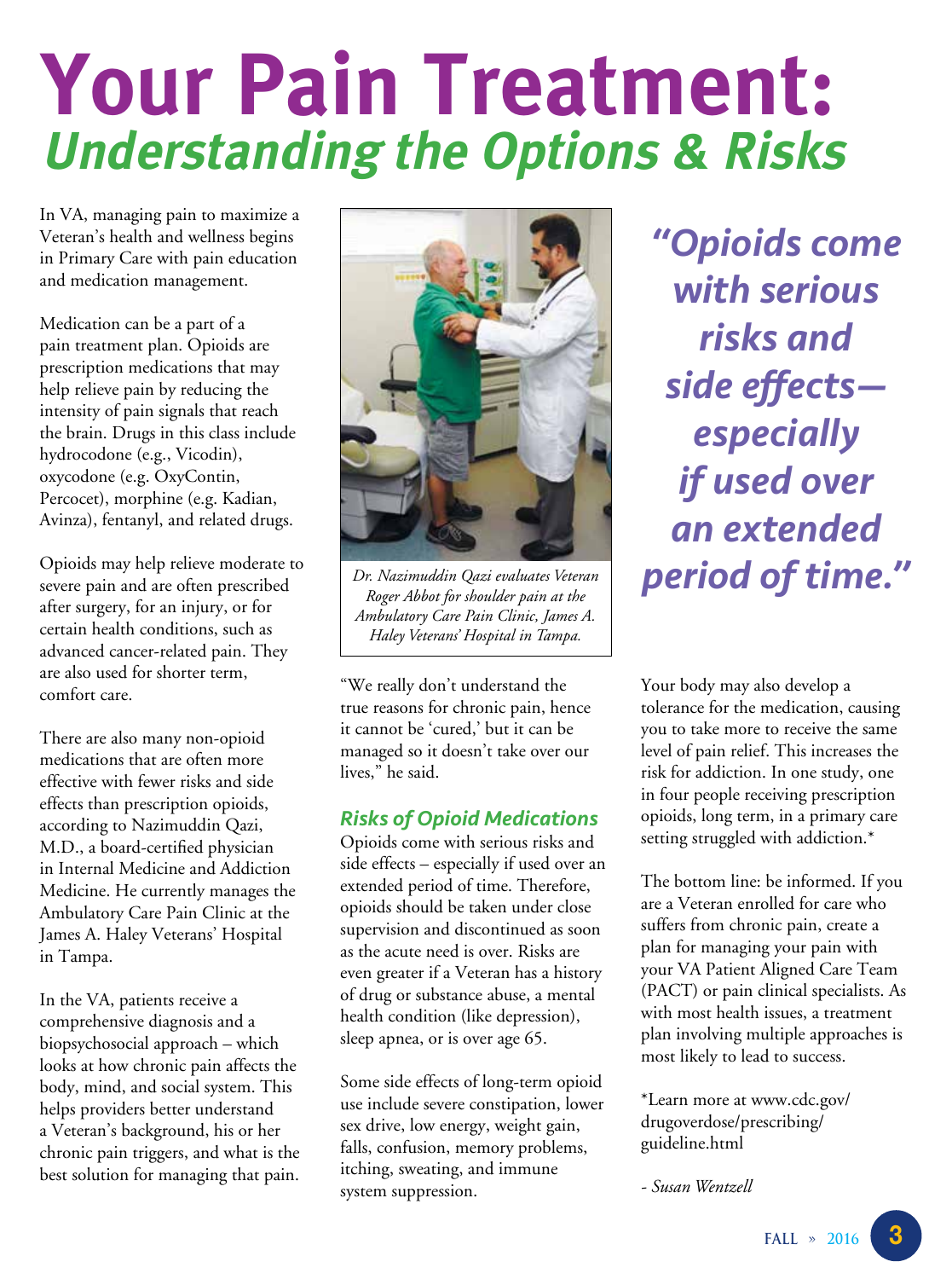# Your Pain Treatment:
## *Understanding the Options & Risks*

In VA, managing pain to maximize a Veteran's health and wellness begins in Primary Care with pain education and medication management.

Medication can be a part of a pain treatment plan. Opioids are prescription medications that may help relieve pain by reducing the intensity of pain signals that reach the brain. Drugs in this class include hydrocodone (e.g., Vicodin), oxycodone (e.g. OxyContin, Percocet), morphine (e.g. Kadian, Avinza), fentanyl, and related drugs.

Opioids may help relieve moderate to severe pain and are often prescribed after surgery, for an injury, or for certain health conditions, such as advanced cancer-related pain. They are also used for shorter term, comfort care.

There are also many non-opioid medications that are often more effective with fewer risks and side effects than prescription opioids, according to Nazimuddin Qazi, M.D., a board-certified physician in Internal Medicine and Addiction Medicine. He currently manages the Ambulatory Care Pain Clinic at the James A. Haley Veterans' Hospital in Tampa.

In the VA, patients receive a comprehensive diagnosis and a biopsychosocial approach – which looks at how chronic pain affects the body, mind, and social system. This helps providers better understand a Veteran's background, his or her chronic pain triggers, and what is the best solution for managing that pain.

*Dr. Nazimuddin Qazi evaluates Veteran Roger Abbot for shoulder pain at the Ambulatory Care Pain Clinic, James A. Haley Veterans' Hospital in Tampa.*

"We really don't understand the true reasons for chronic pain, hence it cannot be 'cured,' but it can be managed so it doesn't take over our lives," he said.

### *Risks of Opioid Medications*

Opioids come with serious risks and side effects – especially if used over an extended period of time. Therefore, opioids should be taken under close supervision and discontinued as soon as the acute need is over. Risks are even greater if a Veteran has a history of drug or substance abuse, a mental health condition (like depression), sleep apnea, or is over age 65.

Some side effects of long-term opioid use include severe constipation, lower sex drive, low energy, weight gain, falls, confusion, memory problems, itching, sweating, and immune system suppression.

> ***"Opioids come with serious risks and side effects—especially if used over an extended period of time."***

Your body may also develop a tolerance for the medication, causing you to take more to receive the same level of pain relief. This increases the risk for addiction. In one study, one in four people receiving prescription opioids, long term, in a primary care setting struggled with addiction.*

The bottom line: be informed. If you are a Veteran enrolled for care who suffers from chronic pain, create a plan for managing your pain with your VA Patient Aligned Care Team (PACT) or pain clinical specialists. As with most health issues, a treatment plan involving multiple approaches is most likely to lead to success.

*Learn more at www.cdc.gov/drugoverdose/prescribing/guideline.html

*- Susan Wentzell*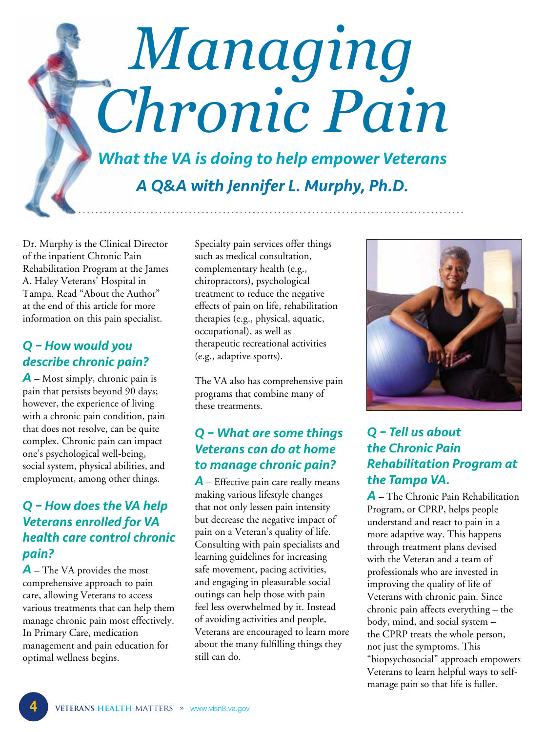# Managing Chronic Pain

## What the VA is doing to help empower Veterans

### A Q&A with Jennifer L. Murphy, Ph.D.

Dr. Murphy is the Clinical Director of the inpatient Chronic Pain Rehabilitation Program at the James A. Haley Veterans' Hospital in Tampa. Read "About the Author" at the end of this article for more information on this pain specialist.

### *Q – How would you describe chronic pain?*

***A*** – Most simply, chronic pain is pain that persists beyond 90 days; however, the experience of living with a chronic pain condition, pain that does not resolve, can be quite complex. Chronic pain can impact one's psychological well-being, social system, physical abilities, and employment, among other things.

### *Q – How does the VA help Veterans enrolled for VA health care control chronic pain?*

***A*** – The VA provides the most comprehensive approach to pain care, allowing Veterans to access various treatments that can help them manage chronic pain most effectively. In Primary Care, medication management and pain education for optimal wellness begins.

Specialty pain services offer things such as medical consultation, complementary health (e.g., chiropractors), psychological treatment to reduce the negative effects of pain on life, rehabilitation therapies (e.g., physical, aquatic, occupational), as well as therapeutic recreational activities (e.g., adaptive sports).

The VA also has comprehensive pain programs that combine many of these treatments.

### *Q – What are some things Veterans can do at home to manage chronic pain?*

***A*** – Effective pain care really means making various lifestyle changes that not only lessen pain intensity but decrease the negative impact of pain on a Veteran's quality of life. Consulting with pain specialists and learning guidelines for increasing safe movement, pacing activities, and engaging in pleasurable social outings can help those with pain feel less overwhelmed by it. Instead of avoiding activities and people, Veterans are encouraged to learn more about the many fulfilling things they still can do.

### *Q – Tell us about the Chronic Pain Rehabilitation Program at the Tampa VA.*

***A*** – The Chronic Pain Rehabilitation Program, or CPRP, helps people understand and react to pain in a more adaptive way. This happens through treatment plans devised with the Veteran and a team of professionals who are invested in improving the quality of life of Veterans with chronic pain. Since chronic pain affects everything – the body, mind, and social system – the CPRP treats the whole person, not just the symptoms. This "biopsychosocial" approach empowers Veterans to learn helpful ways to self-manage pain so that life is fuller.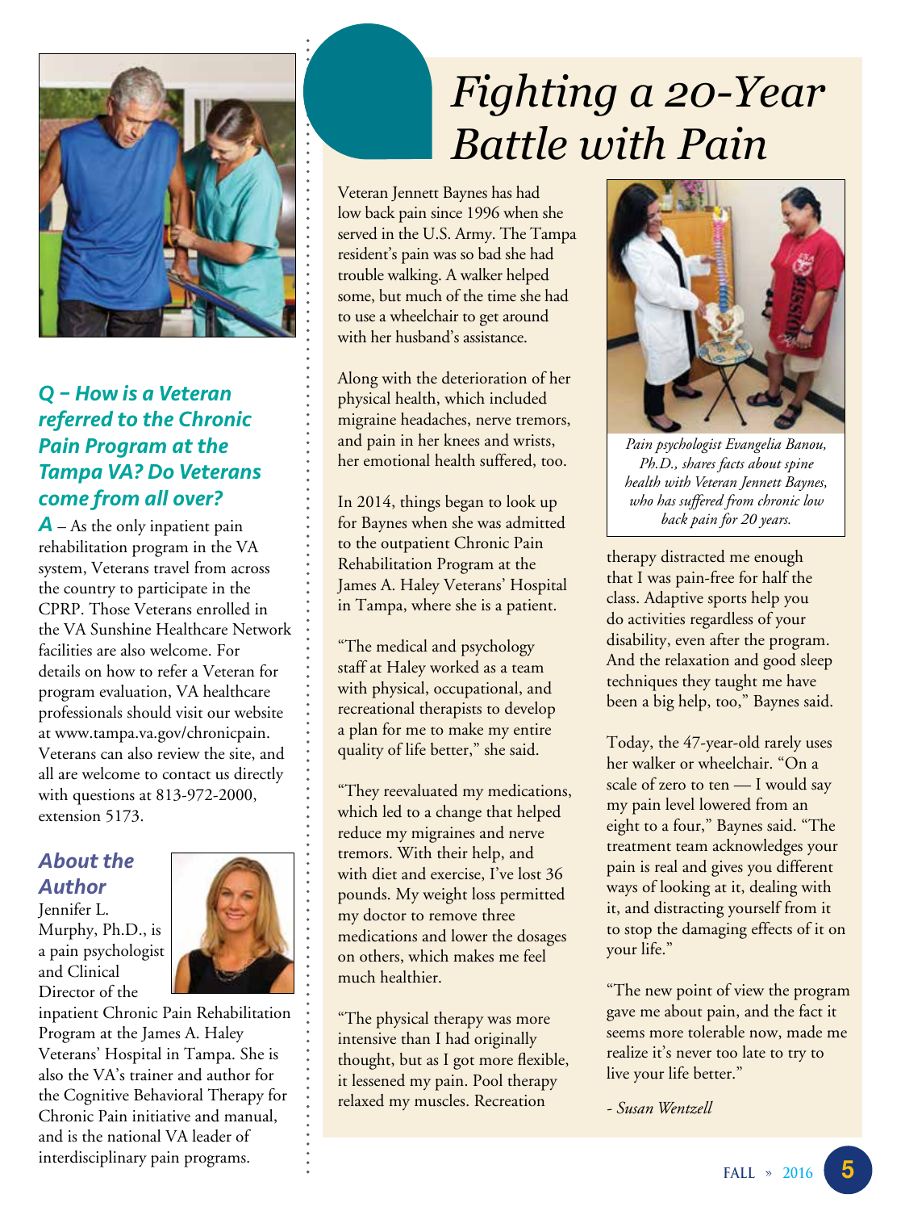**Q – How is a Veteran referred to the Chronic Pain Program at the Tampa VA? Do Veterans come from all over?**

**A** – As the only inpatient pain rehabilitation program in the VA system, Veterans travel from across the country to participate in the CPRP. Those Veterans enrolled in the VA Sunshine Healthcare Network facilities are also welcome. For details on how to refer a Veteran for program evaluation, VA healthcare professionals should visit our website at www.tampa.va.gov/chronicpain. Veterans can also review the site, and all are welcome to contact us directly with questions at 813-972-2000, extension 5173.

### About the Author

Jennifer L. Murphy, Ph.D., is a pain psychologist and Clinical Director of the inpatient Chronic Pain Rehabilitation Program at the James A. Haley Veterans' Hospital in Tampa. She is also the VA's trainer and author for the Cognitive Behavioral Therapy for Chronic Pain initiative and manual, and is the national VA leader of interdisciplinary pain programs.

# *Fighting a 20-Year Battle with Pain*

Veteran Jennett Baynes has had low back pain since 1996 when she served in the U.S. Army. The Tampa resident's pain was so bad she had trouble walking. A walker helped some, but much of the time she had to use a wheelchair to get around with her husband's assistance.

Along with the deterioration of her physical health, which included migraine headaches, nerve tremors, and pain in her knees and wrists, her emotional health suffered, too.

In 2014, things began to look up for Baynes when she was admitted to the outpatient Chronic Pain Rehabilitation Program at the James A. Haley Veterans' Hospital in Tampa, where she is a patient.

"The medical and psychology staff at Haley worked as a team with physical, occupational, and recreational therapists to develop a plan for me to make my entire quality of life better," she said.

"They reevaluated my medications, which led to a change that helped reduce my migraines and nerve tremors. With their help, and with diet and exercise, I've lost 36 pounds. My weight loss permitted my doctor to remove three medications and lower the dosages on others, which makes me feel much healthier.

"The physical therapy was more intensive than I had originally thought, but as I got more flexible, it lessened my pain. Pool therapy relaxed my muscles. Recreation therapy distracted me enough that I was pain-free for half the class. Adaptive sports help you do activities regardless of your disability, even after the program. And the relaxation and good sleep techniques they taught me have been a big help, too," Baynes said.

*Pain psychologist Evangelia Banou, Ph.D., shares facts about spine health with Veteran Jennett Baynes, who has suffered from chronic low back pain for 20 years.*

Today, the 47-year-old rarely uses her walker or wheelchair. "On a scale of zero to ten — I would say my pain level lowered from an eight to a four," Baynes said. "The treatment team acknowledges your pain is real and gives you different ways of looking at it, dealing with it, and distracting yourself from it to stop the damaging effects of it on your life."

"The new point of view the program gave me about pain, and the fact it seems more tolerable now, made me realize it's never too late to try to live your life better."

*- Susan Wentzell*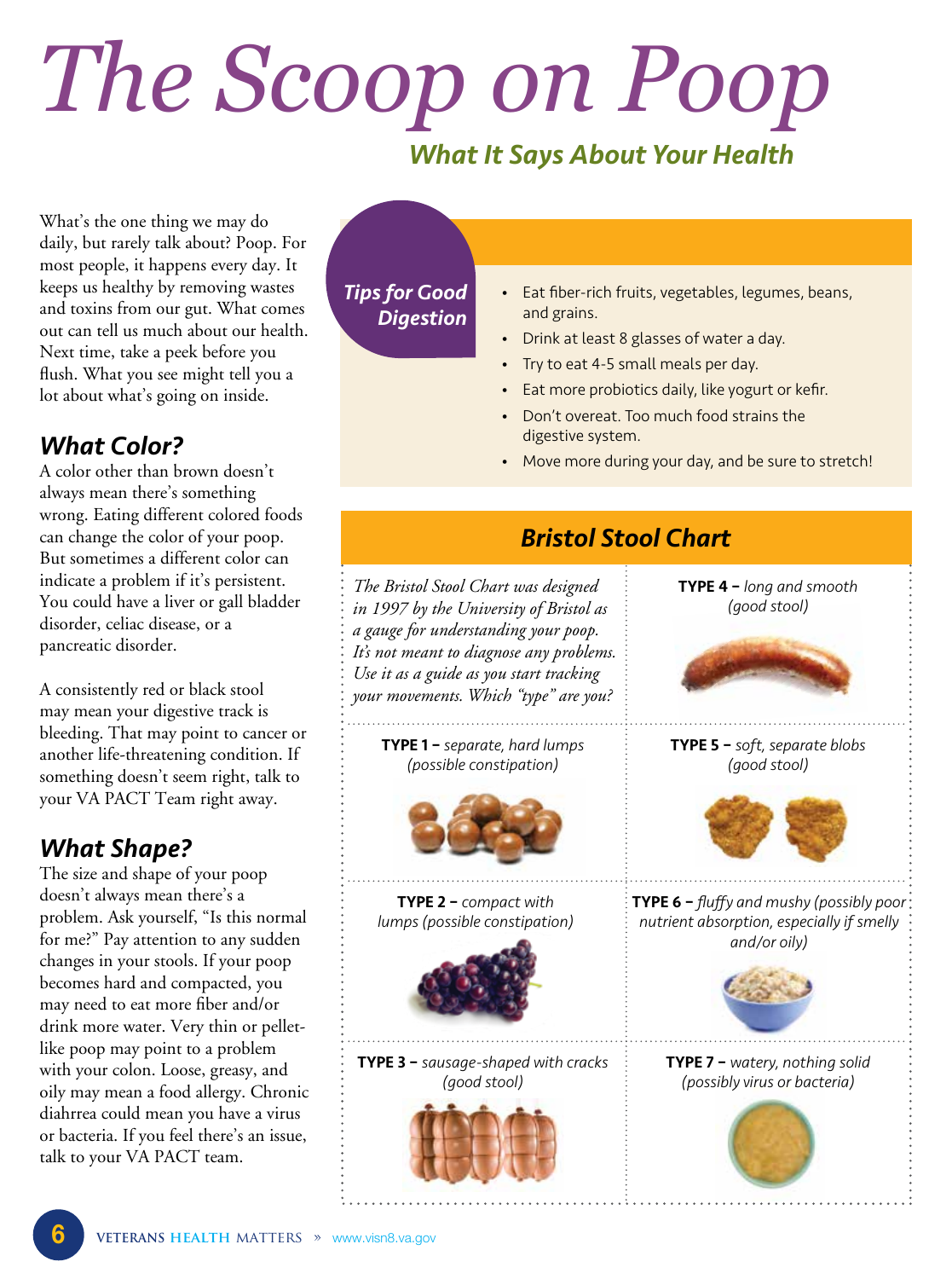# The Scoop on Poop

## What It Says About Your Health

What's the one thing we may do daily, but rarely talk about? Poop. For most people, it happens every day. It keeps us healthy by removing wastes and toxins from our gut. What comes out can tell us much about our health. Next time, take a peek before you flush. What you see might tell you a lot about what's going on inside.

### *What Color?*

A color other than brown doesn't always mean there's something wrong. Eating different colored foods can change the color of your poop. But sometimes a different color can indicate a problem if it's persistent. You could have a liver or gall bladder disorder, celiac disease, or a pancreatic disorder.

A consistently red or black stool may mean your digestive track is bleeding. That may point to cancer or another life-threatening condition. If something doesn't seem right, talk to your VA PACT Team right away.

### *What Shape?*

The size and shape of your poop doesn't always mean there's a problem. Ask yourself, "Is this normal for me?" Pay attention to any sudden changes in your stools. If your poop becomes hard and compacted, you may need to eat more fiber and/or drink more water. Very thin or pellet-like poop may point to a problem with your colon. Loose, greasy, and oily may mean a food allergy. Chronic diahrrea could mean you have a virus or bacteria. If you feel there's an issue, talk to your VA PACT team.

### *Tips for Good Digestion*

- Eat fiber-rich fruits, vegetables, legumes, beans, and grains.
- Drink at least 8 glasses of water a day.
- Try to eat 4-5 small meals per day.
- Eat more probiotics daily, like yogurt or kefir.
- Don't overeat. Too much food strains the digestive system.
- Move more during your day, and be sure to stretch!

### *Bristol Stool Chart*

*The Bristol Stool Chart was designed in 1997 by the University of Bristol as a gauge for understanding your poop. It's not meant to diagnose any problems. Use it as a guide as you start tracking your movements. Which "type" are you?*

**TYPE 1 –** *separate, hard lumps (possible constipation)*

**TYPE 2 –** *compact with lumps (possible constipation)*

**TYPE 3 –** *sausage-shaped with cracks (good stool)*

**TYPE 4 –** *long and smooth (good stool)*

**TYPE 5 –** *soft, separate blobs (good stool)*

**TYPE 6 –** *fluffy and mushy (possibly poor nutrient absorption, especially if smelly and/or oily)*

**TYPE 7 –** *watery, nothing solid (possibly virus or bacteria)*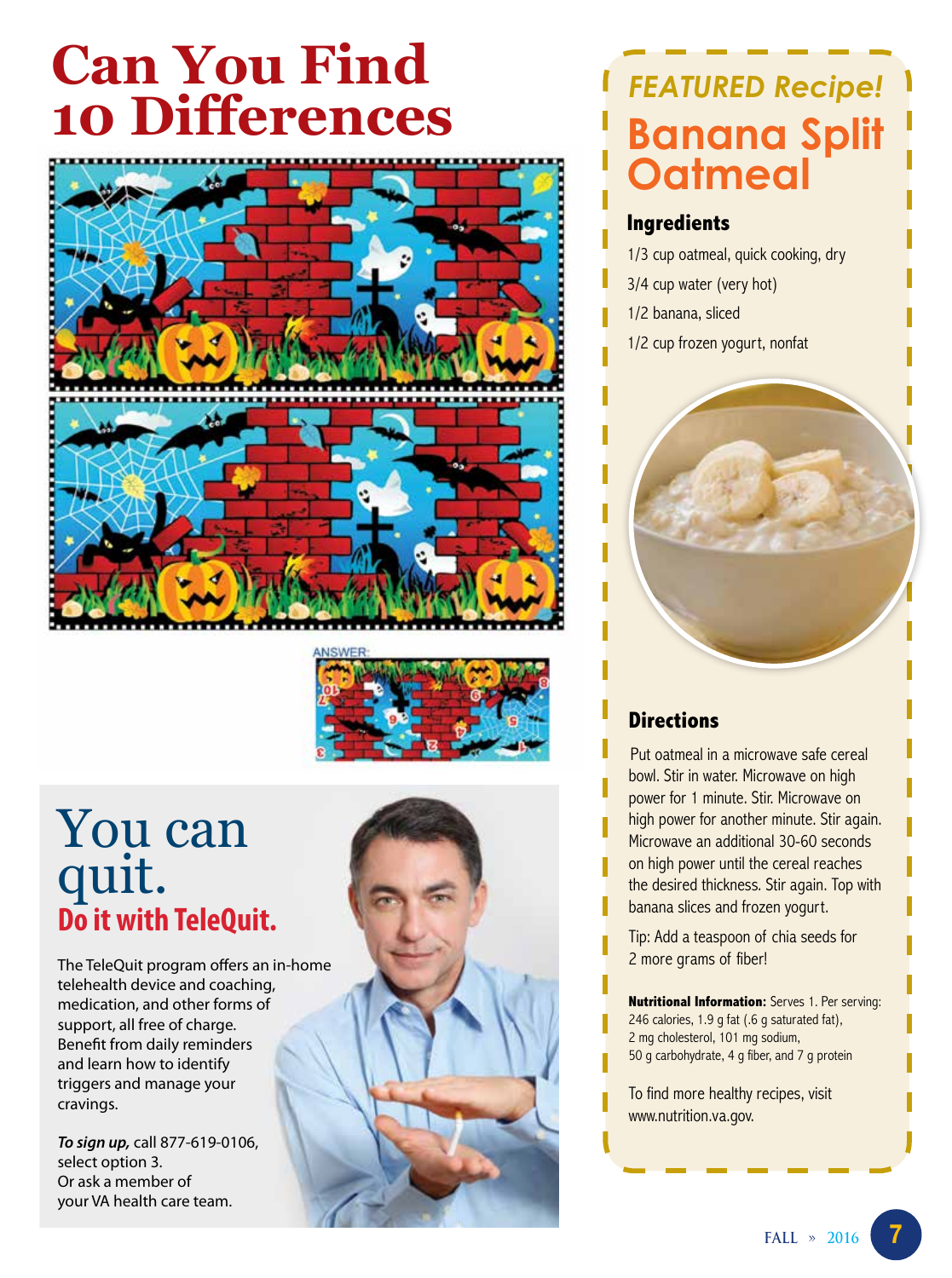# Can You Find 10 Differences

ANSWER:

# You can quit.

## Do it with TeleQuit.

The TeleQuit program offers an in-home telehealth device and coaching, medication, and other forms of support, all free of charge. Benefit from daily reminders and learn how to identify triggers and manage your cravings.

***To sign up,*** call 877-619-0106, select option 3. Or ask a member of your VA health care team.

*FEATURED Recipe!*

# Banana Split Oatmeal

### Ingredients

- 1/3 cup oatmeal, quick cooking, dry
- 3/4 cup water (very hot)
- 1/2 banana, sliced
- 1/2 cup frozen yogurt, nonfat

### Directions

Put oatmeal in a microwave safe cereal bowl. Stir in water. Microwave on high power for 1 minute. Stir. Microwave on high power for another minute. Stir again. Microwave an additional 30-60 seconds on high power until the cereal reaches the desired thickness. Stir again. Top with banana slices and frozen yogurt.

Tip: Add a teaspoon of chia seeds for 2 more grams of fiber!

**Nutritional Information:** Serves 1. Per serving: 246 calories, 1.9 g fat (.6 g saturated fat), 2 mg cholesterol, 101 mg sodium, 50 g carbohydrate, 4 g fiber, and 7 g protein

To find more healthy recipes, visit www.nutrition.va.gov.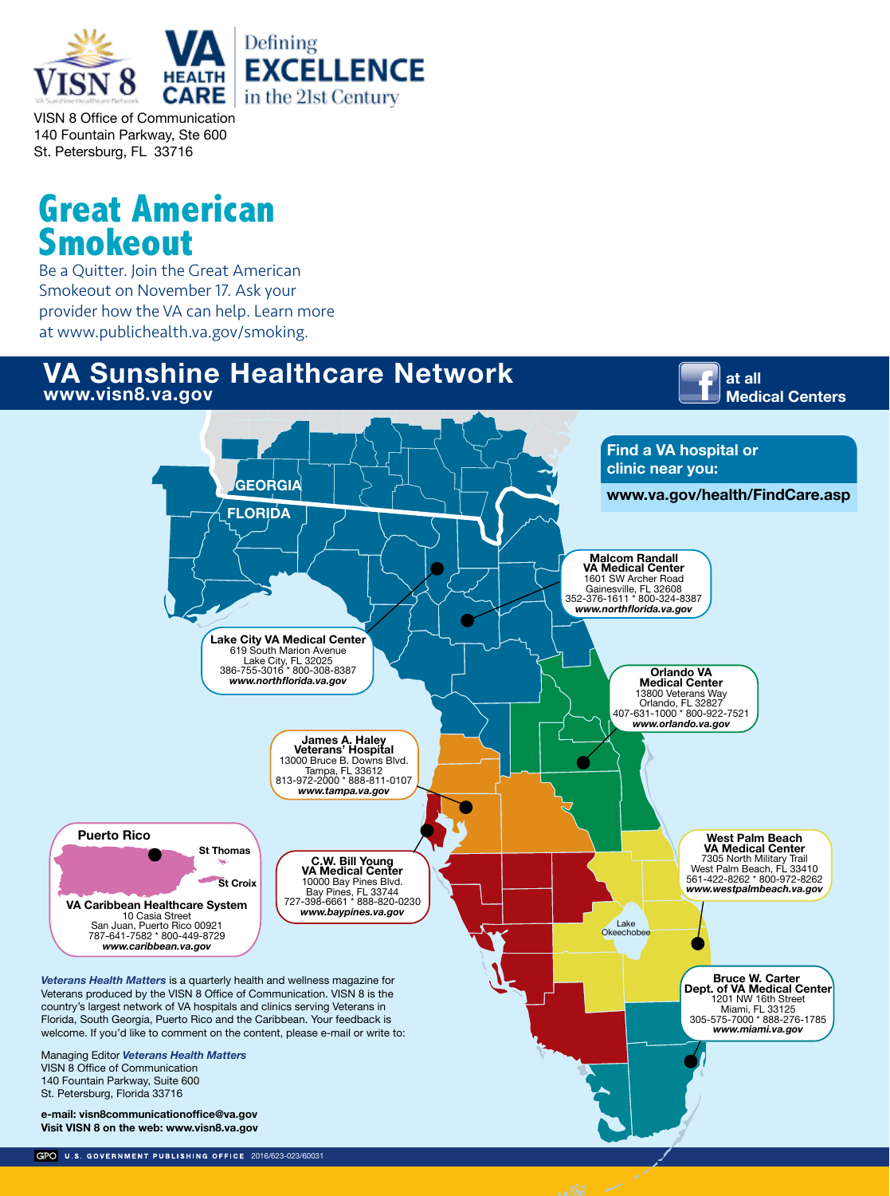VISN 8 Office of Communication
140 Fountain Parkway, Ste 600
St. Petersburg, FL 33716

# Great American Smokeout

Be a Quitter. Join the Great American Smokeout on November 17. Ask your provider how the VA can help. Learn more at www.publichealth.va.gov/smoking.

## VA Sunshine Healthcare Network

www.visn8.va.gov

at all Medical Centers

**Find a VA hospital or clinic near you:**

**www.va.gov/health/FindCare.asp**

GEORGIA

FLORIDA

**Malcom Randall VA Medical Center**
1601 SW Archer Road
Gainesville, FL 32608
352-376-1611 * 800-324-8387
***www.northflorida.va.gov***

**Lake City VA Medical Center**
619 South Marion Avenue
Lake City, FL 32025
386-755-3016 * 800-308-8387
***www.northflorida.va.gov***

**Orlando VA Medical Center**
13800 Veterans Way
Orlando, FL 32827
407-631-1000 * 800-922-7521
***www.orlando.va.gov***

**James A. Haley Veterans' Hospital**
13000 Bruce B. Downs Blvd.
Tampa, FL 33612
813-972-2000 * 888-811-0107
***www.tampa.va.gov***

**Puerto Rico**

St Thomas

St Croix

**VA Caribbean Healthcare System**
10 Casia Street
San Juan, Puerto Rico 00921
787-641-7582 * 800-449-8729
***www.caribbean.va.gov***

**C.W. Bill Young VA Medical Center**
10000 Bay Pines Blvd.
Bay Pines, FL 33744
727-398-6661 * 888-820-0230
***www.baypines.va.gov***

**West Palm Beach VA Medical Center**
7305 North Military Trail
West Palm Beach, FL 33410
561-422-8262 * 800-972-8262
***www.westpalmbeach.va.gov***

Lake Okeechobee

**Bruce W. Carter Dept. of VA Medical Center**
1201 NW 16th Street
Miami, FL 33125
305-575-7000 * 888-276-1785
***www.miami.va.gov***

***Veterans Health Matters*** is a quarterly health and wellness magazine for Veterans produced by the VISN 8 Office of Communication. VISN 8 is the country's largest network of VA hospitals and clinics serving Veterans in Florida, South Georgia, Puerto Rico and the Caribbean. Your feedback is welcome. If you'd like to comment on the content, please e-mail or write to:

Managing Editor ***Veterans Health Matters***
VISN 8 Office of Communication
140 Fountain Parkway, Suite 600
St. Petersburg, Florida 33716

**e-mail: visn8communicationoffice@va.gov**
**Visit VISN 8 on the web: www.visn8.va.gov**

GPO U.S. GOVERNMENT PUBLISHING OFFICE 2016/623-023/60031